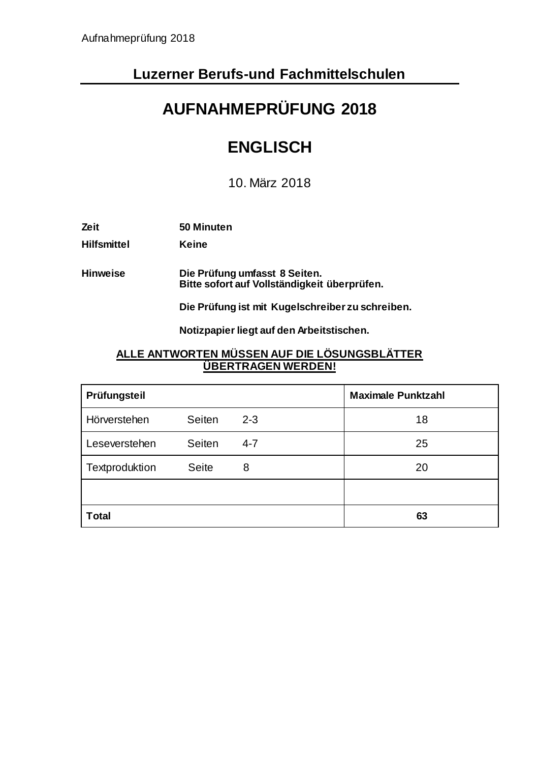## Luzerner Berufs-und Fachmittelschulen

# AUFNAHMEPRÜFUNG 2018

# ENGLISCH

10. März 2018

**Zeit** **50 Minuten**

**Hilfsmittel** **Keine**

**Hinweise** **Die Prüfung umfasst 8 Seiten.**
**Bitte sofort auf Vollständigkeit überprüfen.**

**Die Prüfung ist mit Kugelschreiber zu schreiben.**

**Notizpapier liegt auf den Arbeitstischen.**

**ALLE ANTWORTEN MÜSSEN AUF DIE LÖSUNGSBLÄTTER ÜBERTRAGEN WERDEN!**

| **Prüfungsteil** | | | **Maximale Punktzahl** |
|---|---|---|---|
| Hörverstehen | Seiten | 2-3 | 18 |
| Leseverstehen | Seiten | 4-7 | 25 |
| Textproduktion | Seite | 8 | 20 |
| | | | |
| **Total** | | | **63** |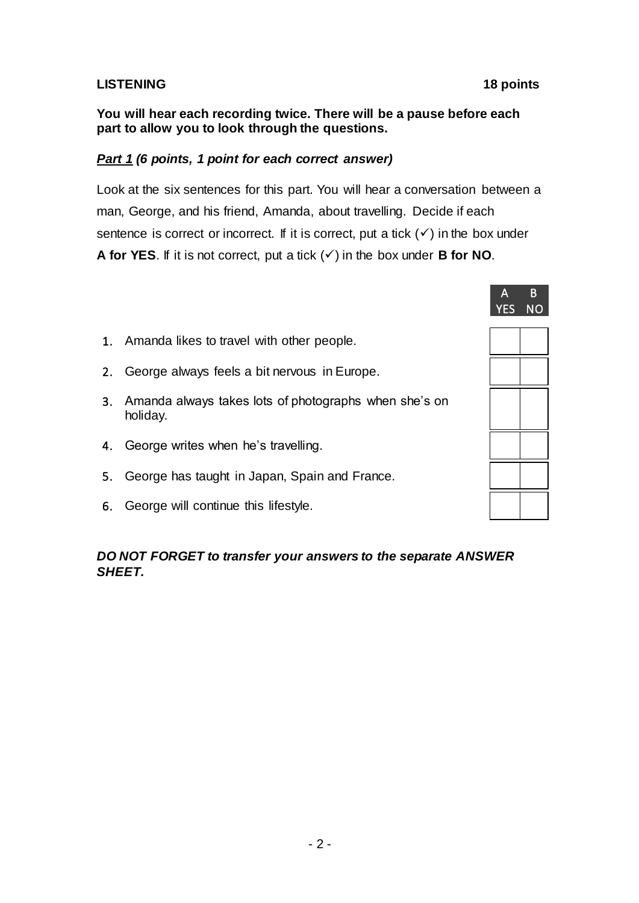**LISTENING** **18 points**

**You will hear each recording twice. There will be a pause before each part to allow you to look through the questions.**

***Part 1* *(6 points, 1 point for each correct answer)***

Look at the six sentences for this part. You will hear a conversation between a man, George, and his friend, Amanda, about travelling. Decide if each sentence is correct or incorrect. If it is correct, put a tick (✓) in the box under **A for YES**. If it is not correct, put a tick (✓) in the box under **B for NO**.

| | | A YES | B NO |
|---|---|---|---|
| 1. | Amanda likes to travel with other people. | | |
| 2. | George always feels a bit nervous in Europe. | | |
| 3. | Amanda always takes lots of photographs when she's on holiday. | | |
| 4. | George writes when he's travelling. | | |
| 5. | George has taught in Japan, Spain and France. | | |
| 6. | George will continue this lifestyle. | | |

***DO NOT FORGET to transfer your answers to the separate ANSWER SHEET.***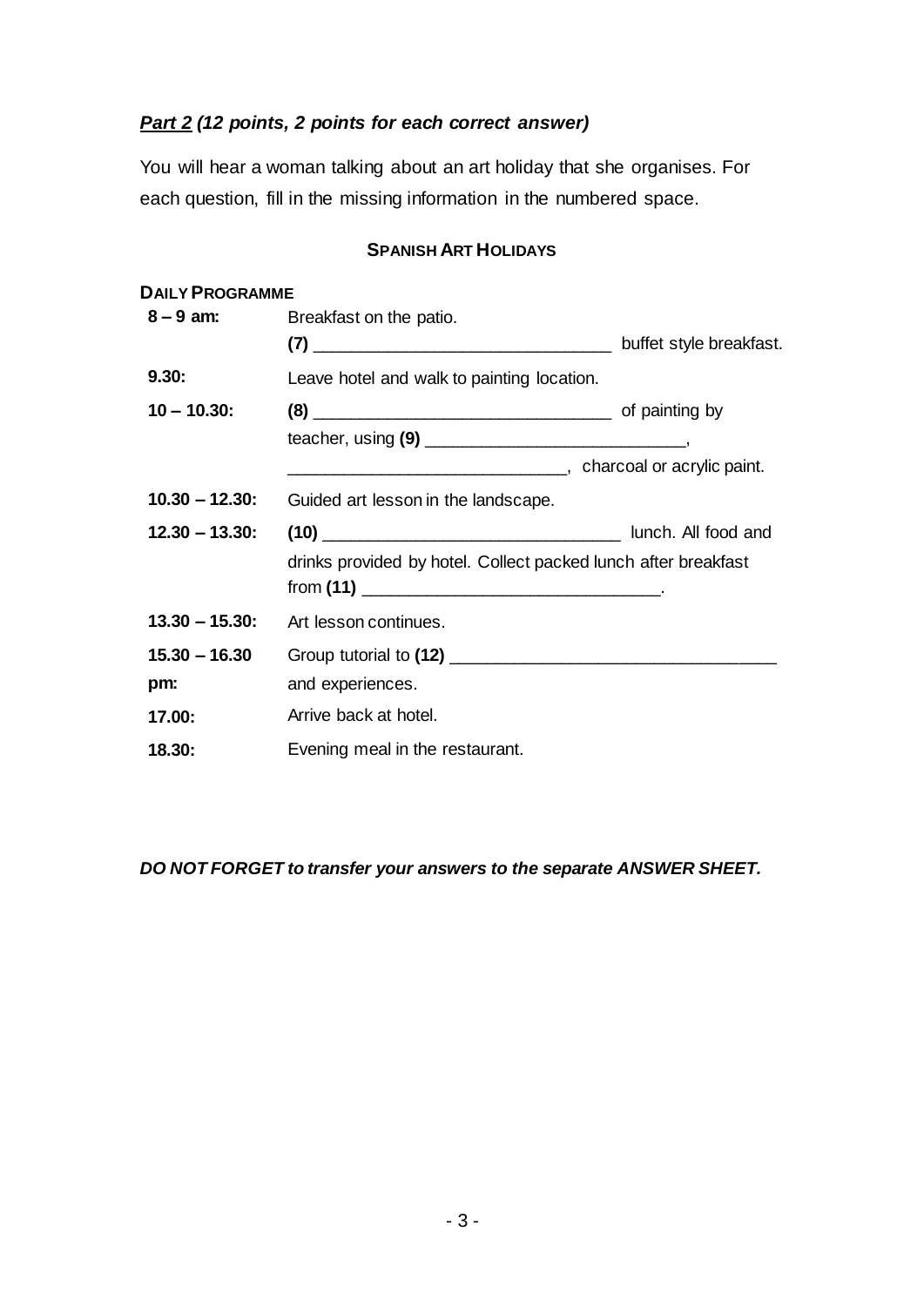***Part 2*** ***(12 points, 2 points for each correct answer)***

You will hear a woman talking about an art holiday that she organises. For each question, fill in the missing information in the numbered space.

**SPANISH ART HOLIDAYS**

**DAILY PROGRAMME**

| | |
|---|---|
| **8 – 9 am:** | Breakfast on the patio.<br>**(7)** ______________________________ buffet style breakfast. |
| **9.30:** | Leave hotel and walk to painting location. |
| **10 – 10.30:** | **(8)** ______________________________ of painting by teacher, using **(9)** __________________________, ____________________________, charcoal or acrylic paint. |
| **10.30 – 12.30:** | Guided art lesson in the landscape. |
| **12.30 – 13.30:** | **(10)** ______________________________ lunch. All food and drinks provided by hotel. Collect packed lunch after breakfast from **(11)** ______________________________. |
| **13.30 – 15.30:** | Art lesson continues. |
| **15.30 – 16.30 pm:** | Group tutorial to **(12)** _________________________________ and experiences. |
| **17.00:** | Arrive back at hotel. |
| **18.30:** | Evening meal in the restaurant. |

***DO NOT FORGET to transfer your answers to the separate ANSWER SHEET.***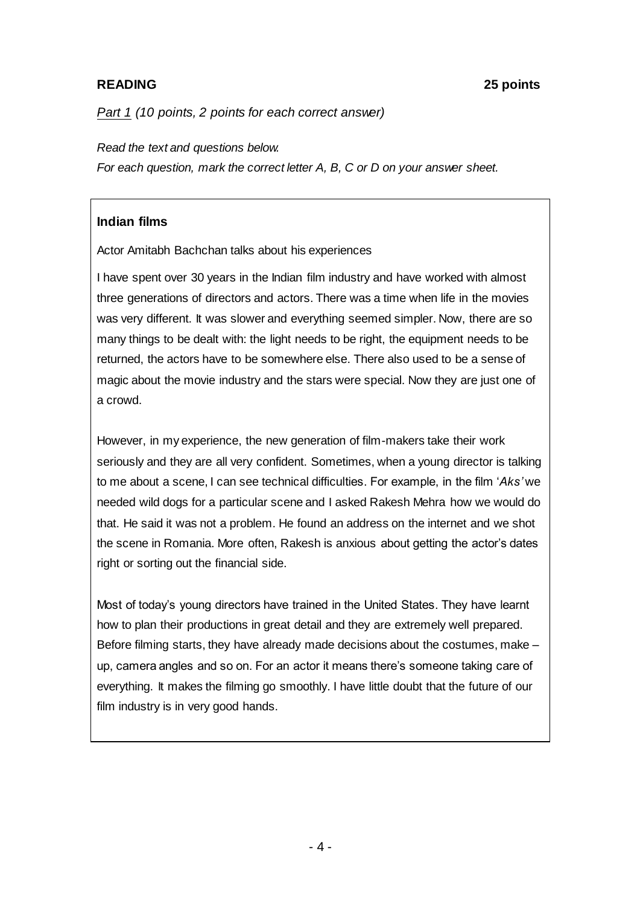**READING** **25 points**

*Part 1 (10 points, 2 points for each correct answer)*

*Read the text and questions below.*

*For each question, mark the correct letter A, B, C or D on your answer sheet.*

**Indian films**

Actor Amitabh Bachchan talks about his experiences

I have spent over 30 years in the Indian film industry and have worked with almost three generations of directors and actors. There was a time when life in the movies was very different. It was slower and everything seemed simpler. Now, there are so many things to be dealt with: the light needs to be right, the equipment needs to be returned, the actors have to be somewhere else. There also used to be a sense of magic about the movie industry and the stars were special. Now they are just one of a crowd.

However, in my experience, the new generation of film-makers take their work seriously and they are all very confident. Sometimes, when a young director is talking to me about a scene, I can see technical difficulties. For example, in the film '*Aks'* we needed wild dogs for a particular scene and I asked Rakesh Mehra how we would do that. He said it was not a problem. He found an address on the internet and we shot the scene in Romania. More often, Rakesh is anxious about getting the actor's dates right or sorting out the financial side.

Most of today's young directors have trained in the United States. They have learnt how to plan their productions in great detail and they are extremely well prepared. Before filming starts, they have already made decisions about the costumes, make – up, camera angles and so on. For an actor it means there's someone taking care of everything. It makes the filming go smoothly. I have little doubt that the future of our film industry is in very good hands.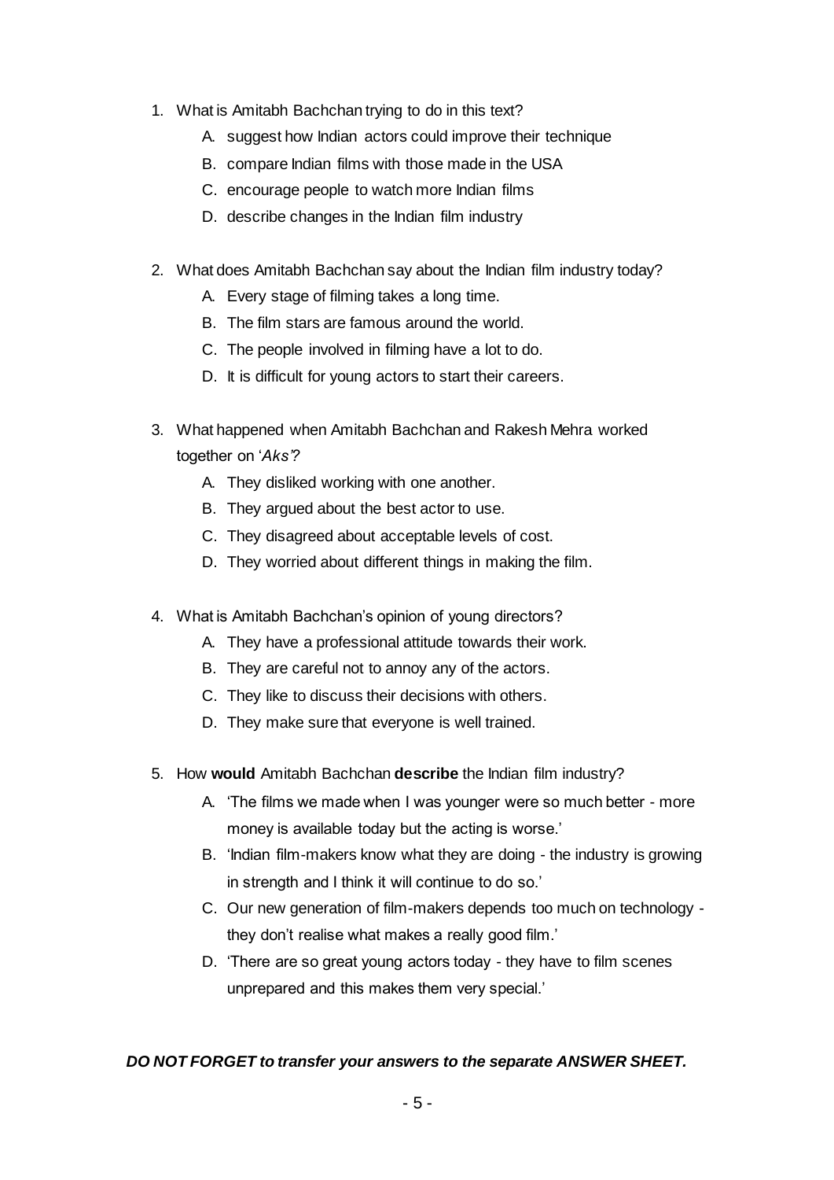1. What is Amitabh Bachchan trying to do in this text?
   - A. suggest how Indian actors could improve their technique
   - B. compare Indian films with those made in the USA
   - C. encourage people to watch more Indian films
   - D. describe changes in the Indian film industry

2. What does Amitabh Bachchan say about the Indian film industry today?
   - A. Every stage of filming takes a long time.
   - B. The film stars are famous around the world.
   - C. The people involved in filming have a lot to do.
   - D. It is difficult for young actors to start their careers.

3. What happened when Amitabh Bachchan and Rakesh Mehra worked together on '*Aks'?*
   - A. They disliked working with one another.
   - B. They argued about the best actor to use.
   - C. They disagreed about acceptable levels of cost.
   - D. They worried about different things in making the film.

4. What is Amitabh Bachchan's opinion of young directors?
   - A. They have a professional attitude towards their work.
   - B. They are careful not to annoy any of the actors.
   - C. They like to discuss their decisions with others.
   - D. They make sure that everyone is well trained.

5. How **would** Amitabh Bachchan **describe** the Indian film industry?
   - A. 'The films we made when I was younger were so much better - more money is available today but the acting is worse.'
   - B. 'Indian film-makers know what they are doing - the industry is growing in strength and I think it will continue to do so.'
   - C. Our new generation of film-makers depends too much on technology - they don't realise what makes a really good film.'
   - D. 'There are so great young actors today - they have to film scenes unprepared and this makes them very special.'

***DO NOT FORGET to transfer your answers to the separate ANSWER SHEET.***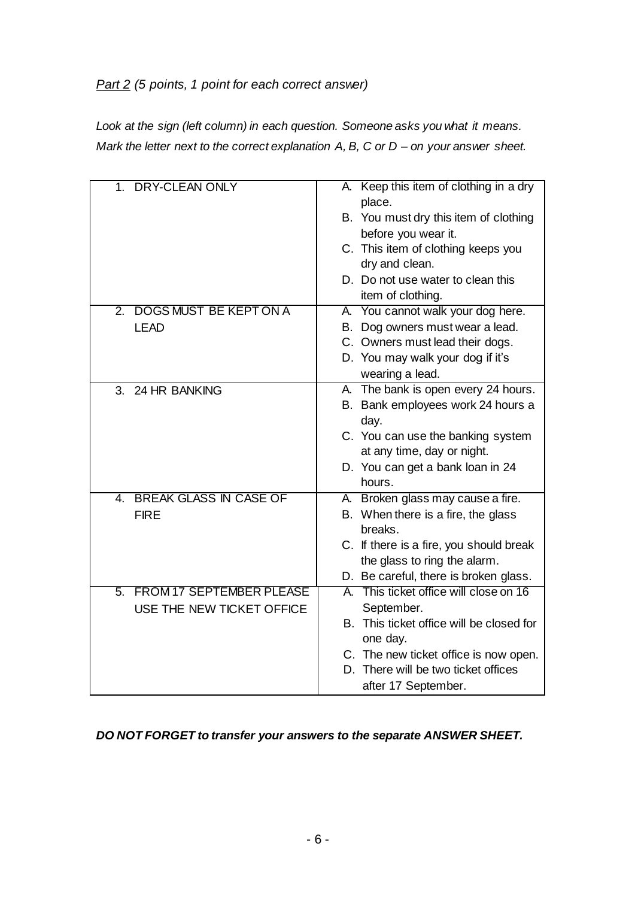*<u>Part 2</u> (5 points, 1 point for each correct answer)*

*Look at the sign (left column) in each question. Someone asks you what it means. Mark the letter next to the correct explanation A, B, C or D – on your answer sheet.*

| | |
|---|---|
| 1. DRY-CLEAN ONLY | A. Keep this item of clothing in a dry place.<br>B. You must dry this item of clothing before you wear it.<br>C. This item of clothing keeps you dry and clean.<br>D. Do not use water to clean this item of clothing. |
| 2. DOGS MUST BE KEPT ON A LEAD | A. You cannot walk your dog here.<br>B. Dog owners must wear a lead.<br>C. Owners must lead their dogs.<br>D. You may walk your dog if it's wearing a lead. |
| 3. 24 HR BANKING | A. The bank is open every 24 hours.<br>B. Bank employees work 24 hours a day.<br>C. You can use the banking system at any time, day or night.<br>D. You can get a bank loan in 24 hours. |
| 4. BREAK GLASS IN CASE OF FIRE | A. Broken glass may cause a fire.<br>B. When there is a fire, the glass breaks.<br>C. If there is a fire, you should break the glass to ring the alarm.<br>D. Be careful, there is broken glass. |
| 5. FROM 17 SEPTEMBER PLEASE USE THE NEW TICKET OFFICE | A. This ticket office will close on 16 September.<br>B. This ticket office will be closed for one day.<br>C. The new ticket office is now open.<br>D. There will be two ticket offices after 17 September. |

***DO NOT FORGET to transfer your answers to the separate ANSWER SHEET.***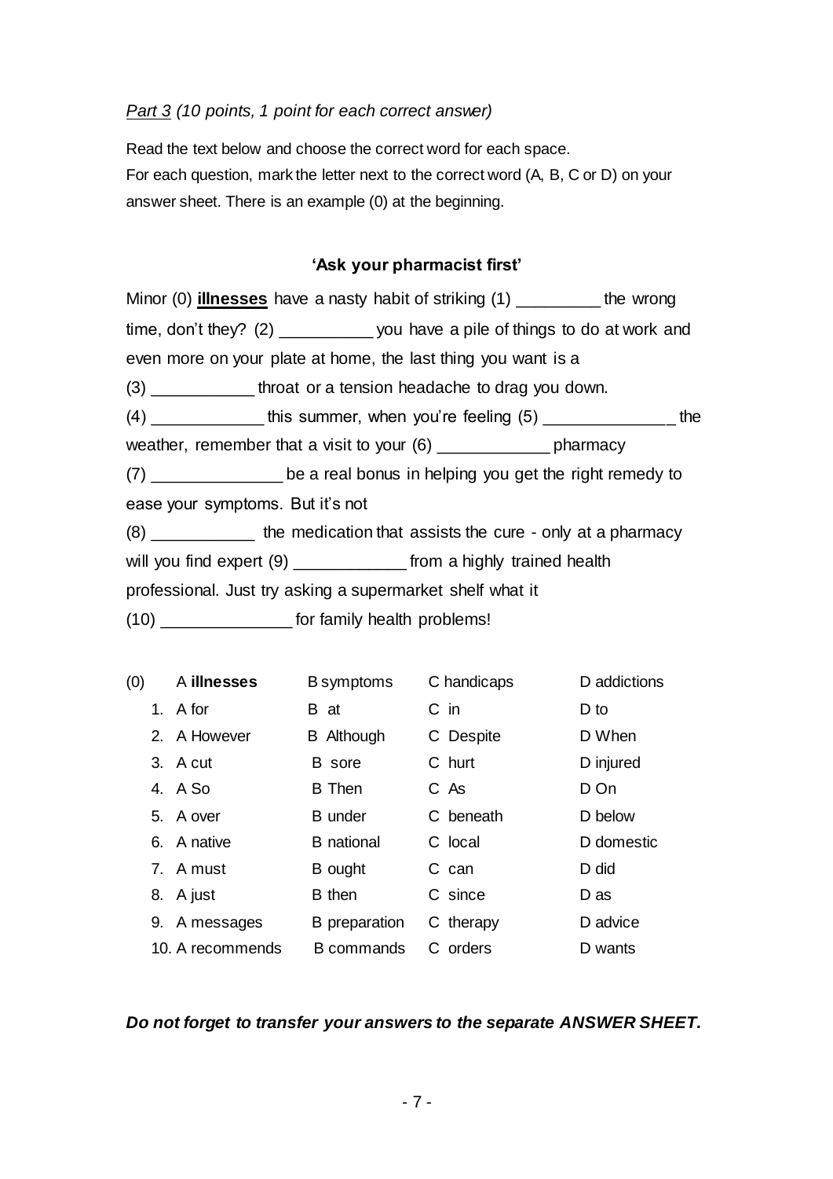*Part 3 (10 points, 1 point for each correct answer)*

Read the text below and choose the correct word for each space.
For each question, mark the letter next to the correct word (A, B, C or D) on your answer sheet. There is an example (0) at the beginning.

## 'Ask your pharmacist first'

Minor (0) **illnesses** have a nasty habit of striking (1) _________ the wrong time, don't they? (2) __________ you have a pile of things to do at work and even more on your plate at home, the last thing you want is a (3) ___________ throat or a tension headache to drag you down. (4) ____________ this summer, when you're feeling (5) ______________ the weather, remember that a visit to your (6) ____________ pharmacy (7) ______________ be a real bonus in helping you get the right remedy to ease your symptoms. But it's not (8) ___________ the medication that assists the cure - only at a pharmacy will you find expert (9) ____________ from a highly trained health professional. Just try asking a supermarket shelf what it (10) ______________ for family health problems!

| | A | B | C | D |
|---|---|---|---|---|
| (0) | A **illnesses** | B symptoms | C handicaps | D addictions |
| 1. | A for | B at | C in | D to |
| 2. | A However | B Although | C Despite | D When |
| 3. | A cut | B sore | C hurt | D injured |
| 4. | A So | B Then | C As | D On |
| 5. | A over | B under | C beneath | D below |
| 6. | A native | B national | C local | D domestic |
| 7. | A must | B ought | C can | D did |
| 8. | A just | B then | C since | D as |
| 9. | A messages | B preparation | C therapy | D advice |
| 10. | A recommends | B commands | C orders | D wants |

***Do not forget to transfer your answers to the separate ANSWER SHEET.***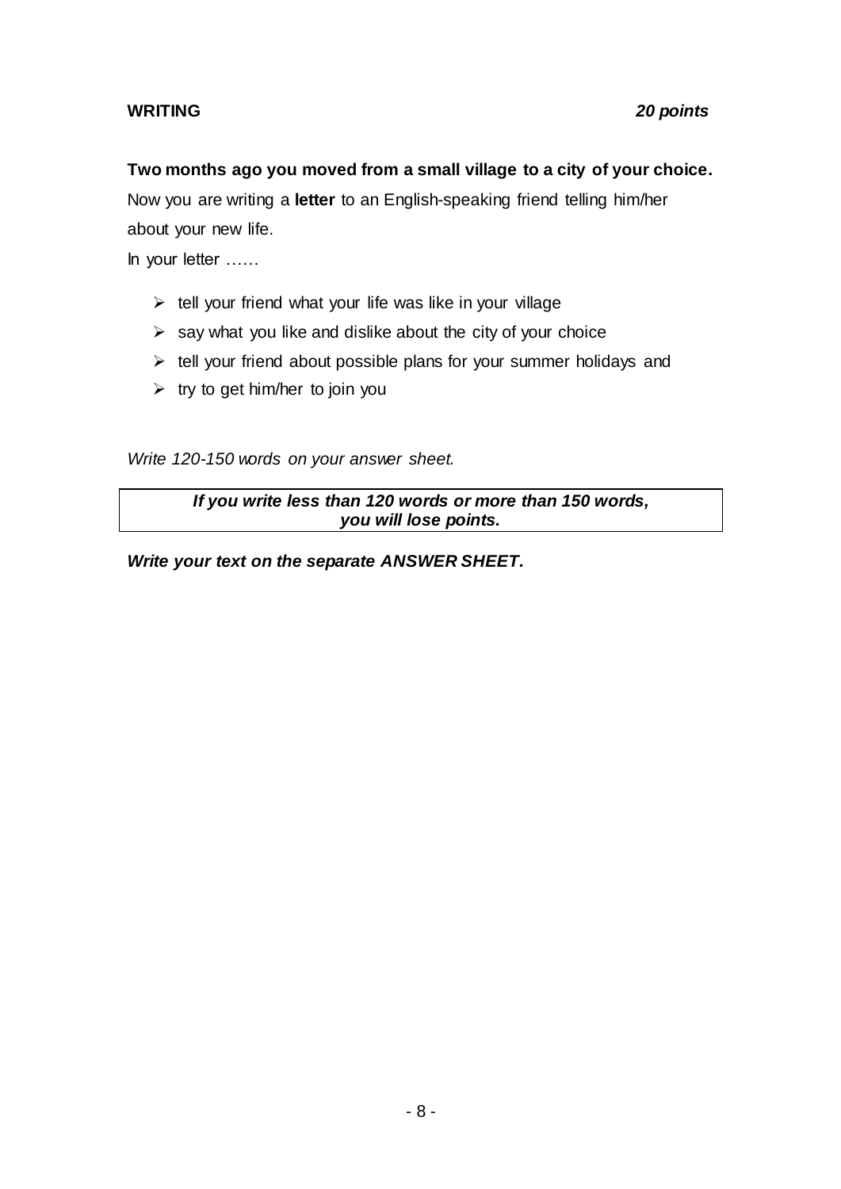**WRITING** ***20 points***

**Two months ago you moved from a small village to a city of your choice.**

Now you are writing a **letter** to an English-speaking friend telling him/her about your new life.

In your letter ……

- tell your friend what your life was like in your village
- say what you like and dislike about the city of your choice
- tell your friend about possible plans for your summer holidays and
- try to get him/her to join you

*Write 120-150 words on your answer sheet.*

| |
|---|
| ***If you write less than 120 words or more than 150 words, you will lose points.*** |

***Write your text on the separate ANSWER SHEET.***